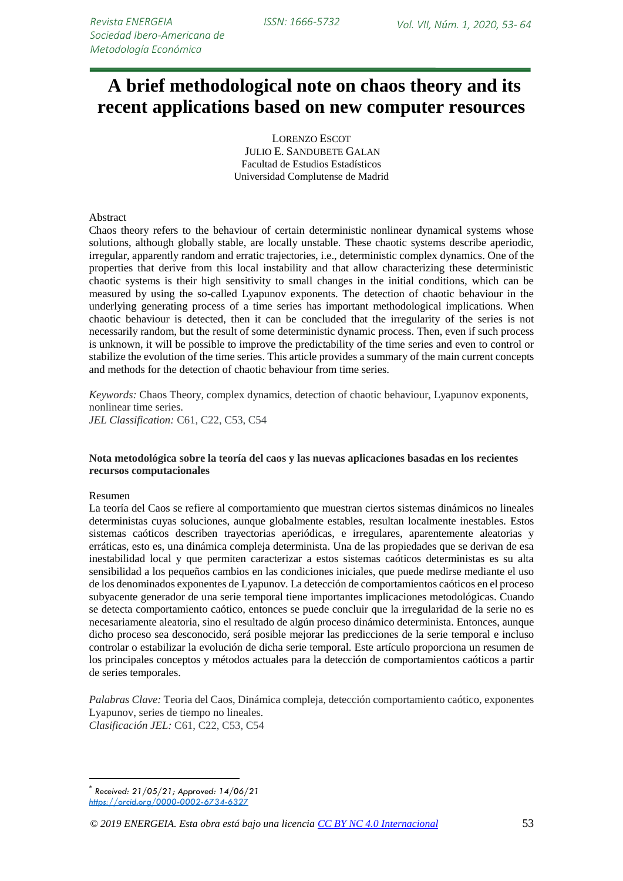# A brief methodological note on chaos theory and its recent applications based on new computer resources

LORENZO ESCOT
JULIO E. SANDUBETE GALAN
Facultad de Estudios Estadísticos
Universidad Complutense de Madrid

Abstract

Chaos theory refers to the behaviour of certain deterministic nonlinear dynamical systems whose solutions, although globally stable, are locally unstable. These chaotic systems describe aperiodic, irregular, apparently random and erratic trajectories, i.e., deterministic complex dynamics. One of the properties that derive from this local instability and that allow characterizing these deterministic chaotic systems is their high sensitivity to small changes in the initial conditions, which can be measured by using the so-called Lyapunov exponents. The detection of chaotic behaviour in the underlying generating process of a time series has important methodological implications. When chaotic behaviour is detected, then it can be concluded that the irregularity of the series is not necessarily random, but the result of some deterministic dynamic process. Then, even if such process is unknown, it will be possible to improve the predictability of the time series and even to control or stabilize the evolution of the time series. This article provides a summary of the main current concepts and methods for the detection of chaotic behaviour from time series.

*Keywords:* Chaos Theory, complex dynamics, detection of chaotic behaviour, Lyapunov exponents, nonlinear time series.
*JEL Classification:* C61, C22, C53, C54

**Nota metodológica sobre la teoría del caos y las nuevas aplicaciones basadas en los recientes recursos computacionales**

Resumen

La teoría del Caos se refiere al comportamiento que muestran ciertos sistemas dinámicos no lineales deterministas cuyas soluciones, aunque globalmente estables, resultan localmente inestables. Estos sistemas caóticos describen trayectorias aperiódicas, e irregulares, aparentemente aleatorias y erráticas, esto es, una dinámica compleja determinista. Una de las propiedades que se derivan de esa inestabilidad local y que permiten caracterizar a estos sistemas caóticos deterministas es su alta sensibilidad a los pequeños cambios en las condiciones iniciales, que puede medirse mediante el uso de los denominados exponentes de Lyapunov. La detección de comportamientos caóticos en el proceso subyacente generador de una serie temporal tiene importantes implicaciones metodológicas. Cuando se detecta comportamiento caótico, entonces se puede concluir que la irregularidad de la serie no es necesariamente aleatoria, sino el resultado de algún proceso dinámico determinista. Entonces, aunque dicho proceso sea desconocido, será posible mejorar las predicciones de la serie temporal e incluso controlar o estabilizar la evolución de dicha serie temporal. Este artículo proporciona un resumen de los principales conceptos y métodos actuales para la detección de comportamientos caóticos a partir de series temporales.

*Palabras Clave:* Teoria del Caos, Dinámica compleja, detección comportamiento caótico, exponentes Lyapunov, series de tiempo no lineales.
*Clasificación JEL:* C61, C22, C53, C54

[*] *Received: 21/05/21; Approved: 14/06/21*
https://orcid.org/0000-0002-6734-6327

*© 2019 ENERGEIA. Esta obra está bajo una licencia CC BY NC 4.0 Internacional*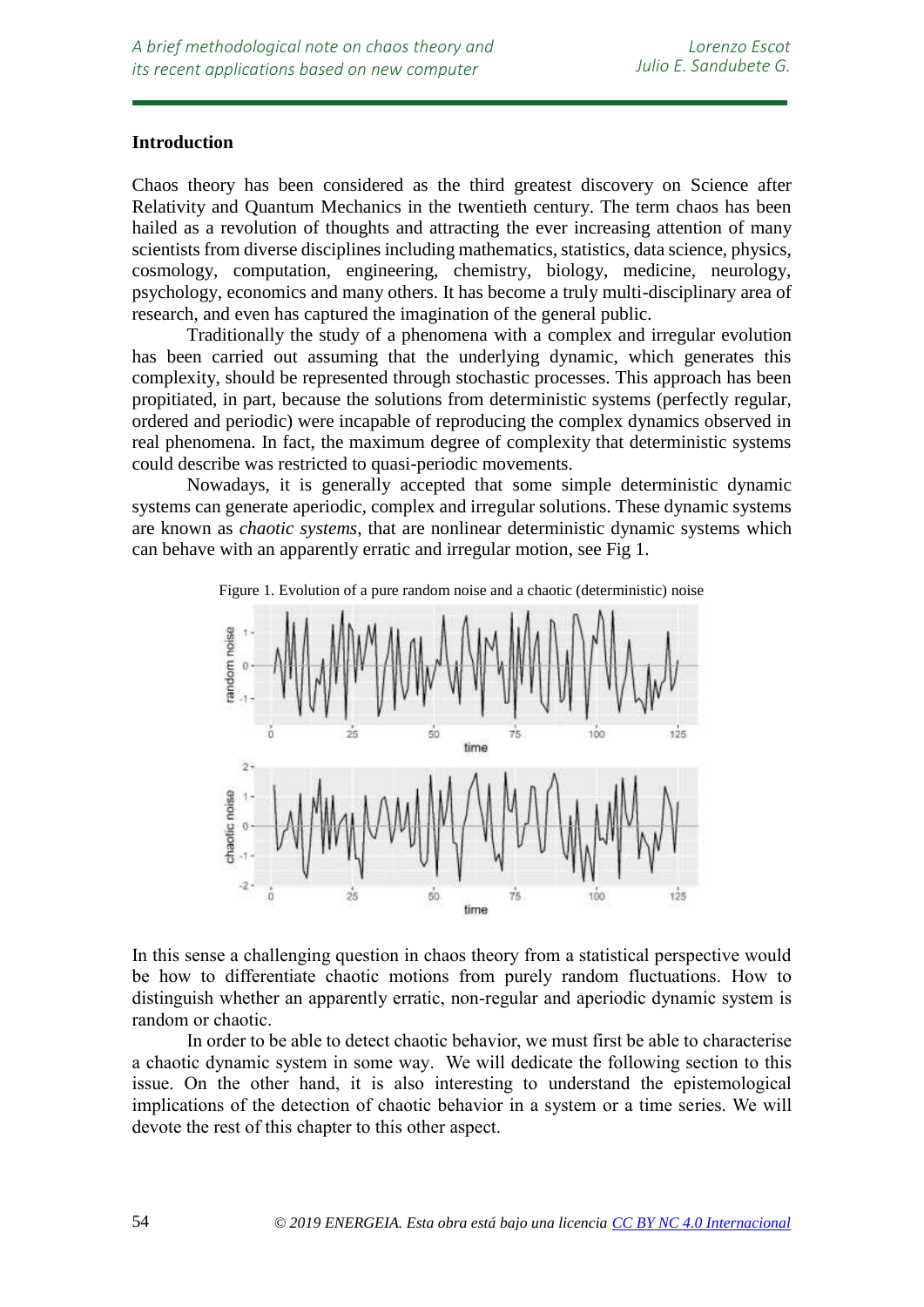## Introduction

Chaos theory has been considered as the third greatest discovery on Science after Relativity and Quantum Mechanics in the twentieth century. The term chaos has been hailed as a revolution of thoughts and attracting the ever increasing attention of many scientists from diverse disciplines including mathematics, statistics, data science, physics, cosmology, computation, engineering, chemistry, biology, medicine, neurology, psychology, economics and many others. It has become a truly multi-disciplinary area of research, and even has captured the imagination of the general public.

Traditionally the study of a phenomena with a complex and irregular evolution has been carried out assuming that the underlying dynamic, which generates this complexity, should be represented through stochastic processes. This approach has been propitiated, in part, because the solutions from deterministic systems (perfectly regular, ordered and periodic) were incapable of reproducing the complex dynamics observed in real phenomena. In fact, the maximum degree of complexity that deterministic systems could describe was restricted to quasi-periodic movements.

Nowadays, it is generally accepted that some simple deterministic dynamic systems can generate aperiodic, complex and irregular solutions. These dynamic systems are known as *chaotic systems*, that are nonlinear deterministic dynamic systems which can behave with an apparently erratic and irregular motion, see Fig 1.

Figure 1. Evolution of a pure random noise and a chaotic (deterministic) noise

In this sense a challenging question in chaos theory from a statistical perspective would be how to differentiate chaotic motions from purely random fluctuations. How to distinguish whether an apparently erratic, non-regular and aperiodic dynamic system is random or chaotic.

In order to be able to detect chaotic behavior, we must first be able to characterise a chaotic dynamic system in some way. We will dedicate the following section to this issue. On the other hand, it is also interesting to understand the epistemological implications of the detection of chaotic behavior in a system or a time series. We will devote the rest of this chapter to this other aspect.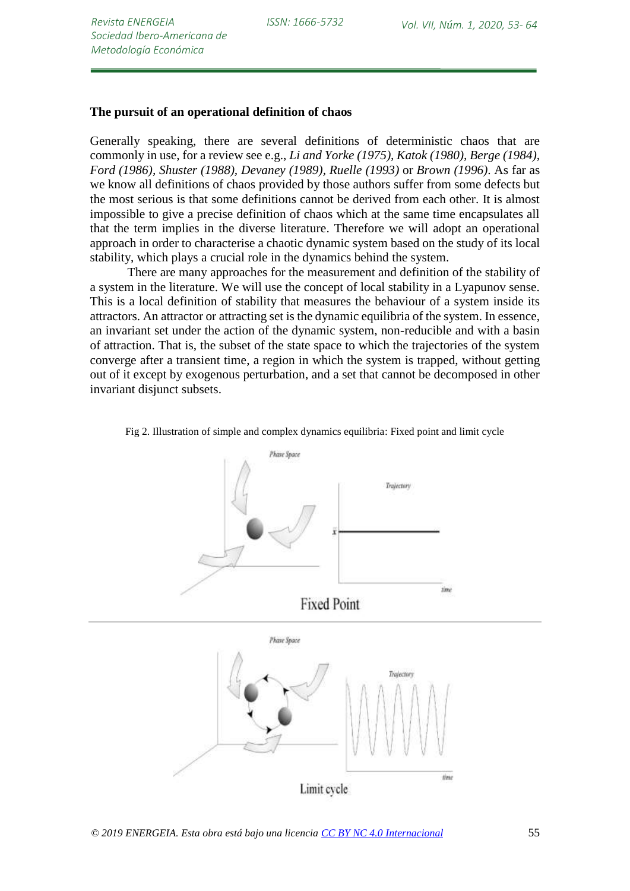## The pursuit of an operational definition of chaos

Generally speaking, there are several definitions of deterministic chaos that are commonly in use, for a review see e.g., *Li and Yorke (1975)*, *Katok (1980)*, *Berge (1984)*, *Ford (1986)*, *Shuster (1988)*, *Devaney (1989)*, *Ruelle (1993)* or *Brown (1996)*. As far as we know all definitions of chaos provided by those authors suffer from some defects but the most serious is that some definitions cannot be derived from each other. It is almost impossible to give a precise definition of chaos which at the same time encapsulates all that the term implies in the diverse literature. Therefore we will adopt an operational approach in order to characterise a chaotic dynamic system based on the study of its local stability, which plays a crucial role in the dynamics behind the system.

There are many approaches for the measurement and definition of the stability of a system in the literature. We will use the concept of local stability in a Lyapunov sense. This is a local definition of stability that measures the behaviour of a system inside its attractors. An attractor or attracting set is the dynamic equilibria of the system. In essence, an invariant set under the action of the dynamic system, non-reducible and with a basin of attraction. That is, the subset of the state space to which the trajectories of the system converge after a transient time, a region in which the system is trapped, without getting out of it except by exogenous perturbation, and a set that cannot be decomposed in other invariant disjunct subsets.

Fig 2. Illustration of simple and complex dynamics equilibria: Fixed point and limit cycle

Phase Space

Trajectory

$\bar{x}$

time

Fixed Point

Phase Space

Trajectory

time

Limit cycle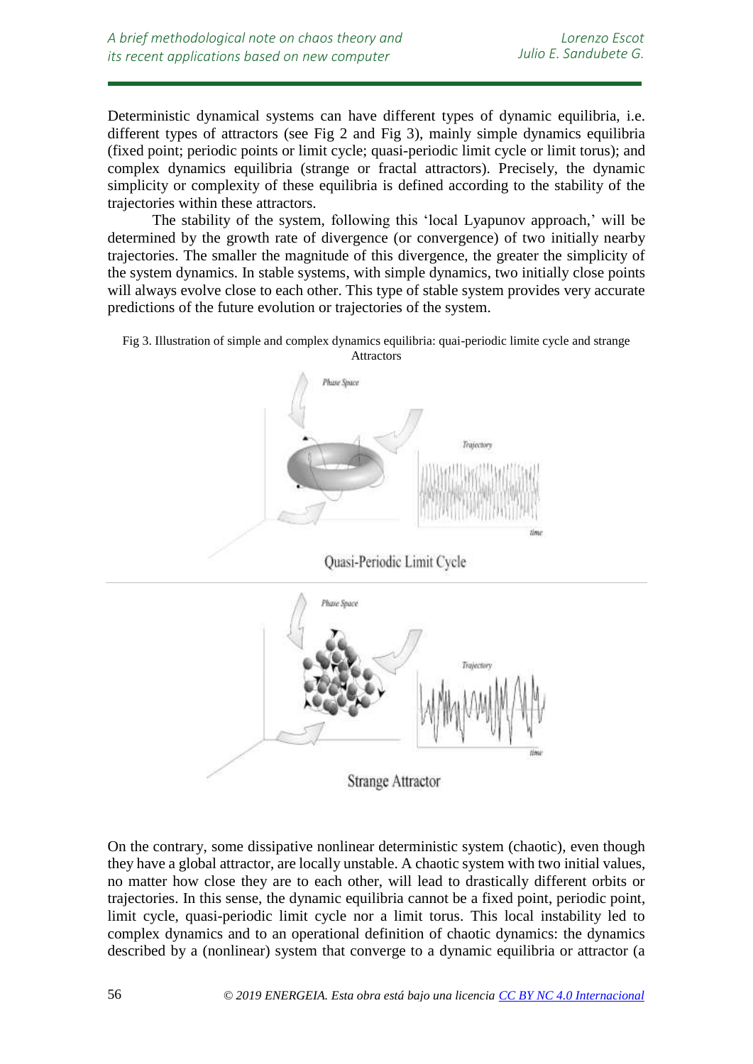Deterministic dynamical systems can have different types of dynamic equilibria, i.e. different types of attractors (see Fig 2 and Fig 3), mainly simple dynamics equilibria (fixed point; periodic points or limit cycle; quasi-periodic limit cycle or limit torus); and complex dynamics equilibria (strange or fractal attractors). Precisely, the dynamic simplicity or complexity of these equilibria is defined according to the stability of the trajectories within these attractors.

The stability of the system, following this 'local Lyapunov approach,' will be determined by the growth rate of divergence (or convergence) of two initially nearby trajectories. The smaller the magnitude of this divergence, the greater the simplicity of the system dynamics. In stable systems, with simple dynamics, two initially close points will always evolve close to each other. This type of stable system provides very accurate predictions of the future evolution or trajectories of the system.

Fig 3. Illustration of simple and complex dynamics equilibria: quai-periodic limite cycle and strange Attractors

On the contrary, some dissipative nonlinear deterministic system (chaotic), even though they have a global attractor, are locally unstable. A chaotic system with two initial values, no matter how close they are to each other, will lead to drastically different orbits or trajectories. In this sense, the dynamic equilibria cannot be a fixed point, periodic point, limit cycle, quasi-periodic limit cycle nor a limit torus. This local instability led to complex dynamics and to an operational definition of chaotic dynamics: the dynamics described by a (nonlinear) system that converge to a dynamic equilibria or attractor (a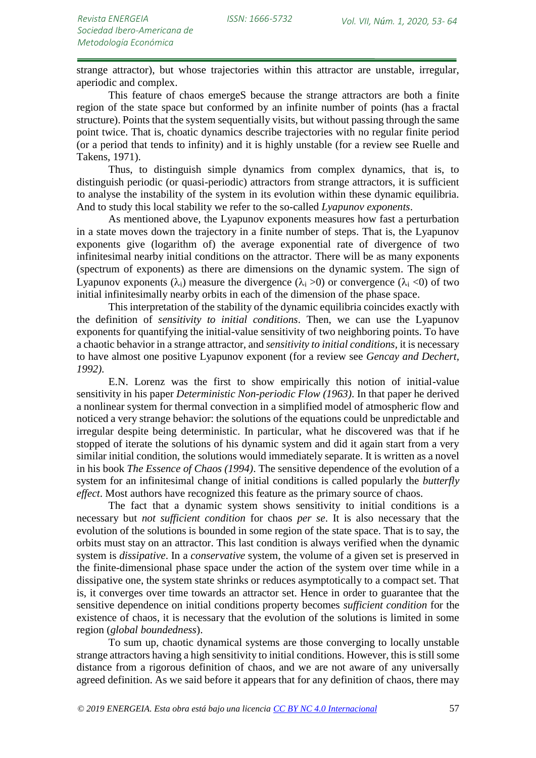strange attractor), but whose trajectories within this attractor are unstable, irregular, aperiodic and complex.

This feature of chaos emergeS because the strange attractors are both a finite region of the state space but conformed by an infinite number of points (has a fractal structure). Points that the system sequentially visits, but without passing through the same point twice. That is, choatic dynamics describe trajectories with no regular finite period (or a period that tends to infinity) and it is highly unstable (for a review see Ruelle and Takens, 1971).

Thus, to distinguish simple dynamics from complex dynamics, that is, to distinguish periodic (or quasi-periodic) attractors from strange attractors, it is sufficient to analyse the instability of the system in its evolution within these dynamic equilibria. And to study this local stability we refer to the so-called *Lyapunov exponents*.

As mentioned above, the Lyapunov exponents measures how fast a perturbation in a state moves down the trajectory in a finite number of steps. That is, the Lyapunov exponents give (logarithm of) the average exponential rate of divergence of two infinitesimal nearby initial conditions on the attractor. There will be as many exponents (spectrum of exponents) as there are dimensions on the dynamic system. The sign of Lyapunov exponents ($\lambda_i$) measure the divergence ($\lambda_i > 0$) or convergence ($\lambda_i < 0$) of two initial infinitesimally nearby orbits in each of the dimension of the phase space.

This interpretation of the stability of the dynamic equilibria coincides exactly with the definition of *sensitivity to initial conditions*. Then, we can use the Lyapunov exponents for quantifying the initial-value sensitivity of two neighboring points. To have a chaotic behavior in a strange attractor, and *sensitivity to initial conditions*, it is necessary to have almost one positive Lyapunov exponent (for a review see *Gencay and Dechert, 1992)*.

E.N. Lorenz was the first to show empirically this notion of initial-value sensitivity in his paper *Deterministic Non-periodic Flow (1963)*. In that paper he derived a nonlinear system for thermal convection in a simplified model of atmospheric flow and noticed a very strange behavior: the solutions of the equations could be unpredictable and irregular despite being deterministic. In particular, what he discovered was that if he stopped of iterate the solutions of his dynamic system and did it again start from a very similar initial condition, the solutions would immediately separate. It is written as a novel in his book *The Essence of Chaos (1994)*. The sensitive dependence of the evolution of a system for an infinitesimal change of initial conditions is called popularly the *butterfly effect*. Most authors have recognized this feature as the primary source of chaos.

The fact that a dynamic system shows sensitivity to initial conditions is a necessary but *not sufficient condition* for chaos *per se*. It is also necessary that the evolution of the solutions is bounded in some region of the state space. That is to say, the orbits must stay on an attractor. This last condition is always verified when the dynamic system is *dissipative*. In a *conservative* system, the volume of a given set is preserved in the finite-dimensional phase space under the action of the system over time while in a dissipative one, the system state shrinks or reduces asymptotically to a compact set. That is, it converges over time towards an attractor set. Hence in order to guarantee that the sensitive dependence on initial conditions property becomes *sufficient condition* for the existence of chaos, it is necessary that the evolution of the solutions is limited in some region (*global boundedness*).

To sum up, chaotic dynamical systems are those converging to locally unstable strange attractors having a high sensitivity to initial conditions. However, this is still some distance from a rigorous definition of chaos, and we are not aware of any universally agreed definition. As we said before it appears that for any definition of chaos, there may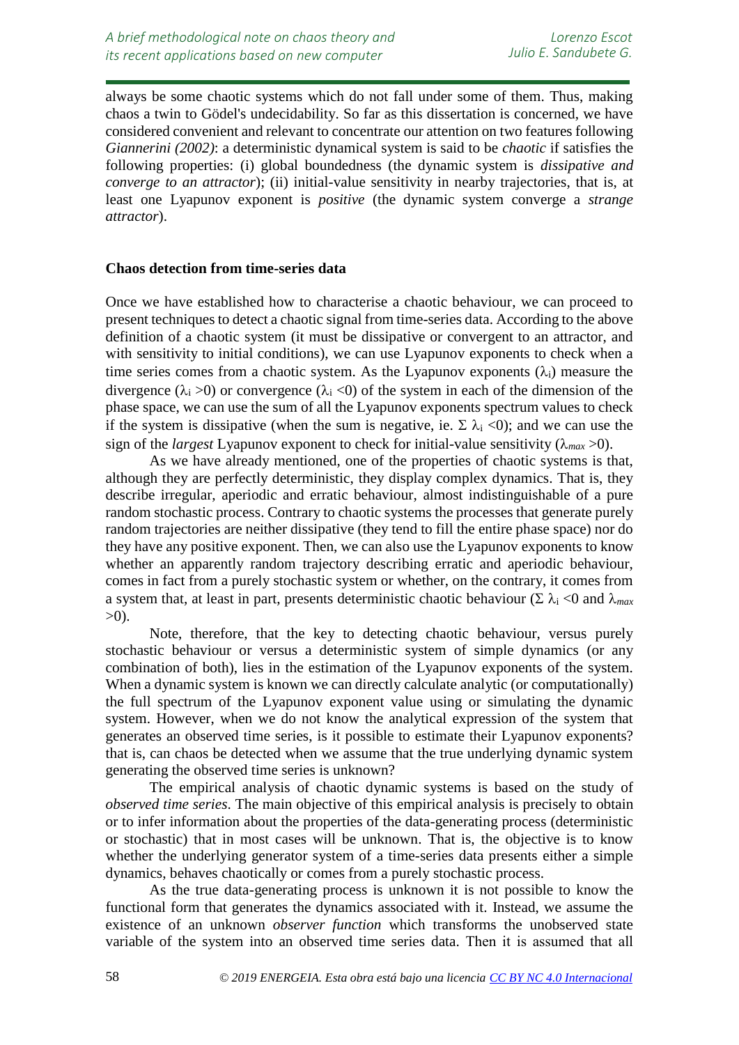always be some chaotic systems which do not fall under some of them. Thus, making chaos a twin to Gödel's undecidability. So far as this dissertation is concerned, we have considered convenient and relevant to concentrate our attention on two features following *Giannerini (2002)*: a deterministic dynamical system is said to be *chaotic* if satisfies the following properties: (i) global boundedness (the dynamic system is *dissipative and converge to an attractor*); (ii) initial-value sensitivity in nearby trajectories, that is, at least one Lyapunov exponent is *positive* (the dynamic system converge a *strange attractor*).

**Chaos detection from time-series data**

Once we have established how to characterise a chaotic behaviour, we can proceed to present techniques to detect a chaotic signal from time-series data. According to the above definition of a chaotic system (it must be dissipative or convergent to an attractor, and with sensitivity to initial conditions), we can use Lyapunov exponents to check when a time series comes from a chaotic system. As the Lyapunov exponents ($\lambda_i$) measure the divergence ($\lambda_i > 0$) or convergence ($\lambda_i < 0$) of the system in each of the dimension of the phase space, we can use the sum of all the Lyapunov exponents spectrum values to check if the system is dissipative (when the sum is negative, ie. $\Sigma\ \lambda_i < 0$); and we can use the sign of the *largest* Lyapunov exponent to check for initial-value sensitivity ($\lambda_{max} > 0$).

As we have already mentioned, one of the properties of chaotic systems is that, although they are perfectly deterministic, they display complex dynamics. That is, they describe irregular, aperiodic and erratic behaviour, almost indistinguishable of a pure random stochastic process. Contrary to chaotic systems the processes that generate purely random trajectories are neither dissipative (they tend to fill the entire phase space) nor do they have any positive exponent. Then, we can also use the Lyapunov exponents to know whether an apparently random trajectory describing erratic and aperiodic behaviour, comes in fact from a purely stochastic system or whether, on the contrary, it comes from a system that, at least in part, presents deterministic chaotic behaviour ($\Sigma\ \lambda_i < 0$ and $\lambda_{max} > 0$).

Note, therefore, that the key to detecting chaotic behaviour, versus purely stochastic behaviour or versus a deterministic system of simple dynamics (or any combination of both), lies in the estimation of the Lyapunov exponents of the system. When a dynamic system is known we can directly calculate analytic (or computationally) the full spectrum of the Lyapunov exponent value using or simulating the dynamic system. However, when we do not know the analytical expression of the system that generates an observed time series, is it possible to estimate their Lyapunov exponents? that is, can chaos be detected when we assume that the true underlying dynamic system generating the observed time series is unknown?

The empirical analysis of chaotic dynamic systems is based on the study of *observed time series*. The main objective of this empirical analysis is precisely to obtain or to infer information about the properties of the data-generating process (deterministic or stochastic) that in most cases will be unknown. That is, the objective is to know whether the underlying generator system of a time-series data presents either a simple dynamics, behaves chaotically or comes from a purely stochastic process.

As the true data-generating process is unknown it is not possible to know the functional form that generates the dynamics associated with it. Instead, we assume the existence of an unknown *observer function* which transforms the unobserved state variable of the system into an observed time series data. Then it is assumed that all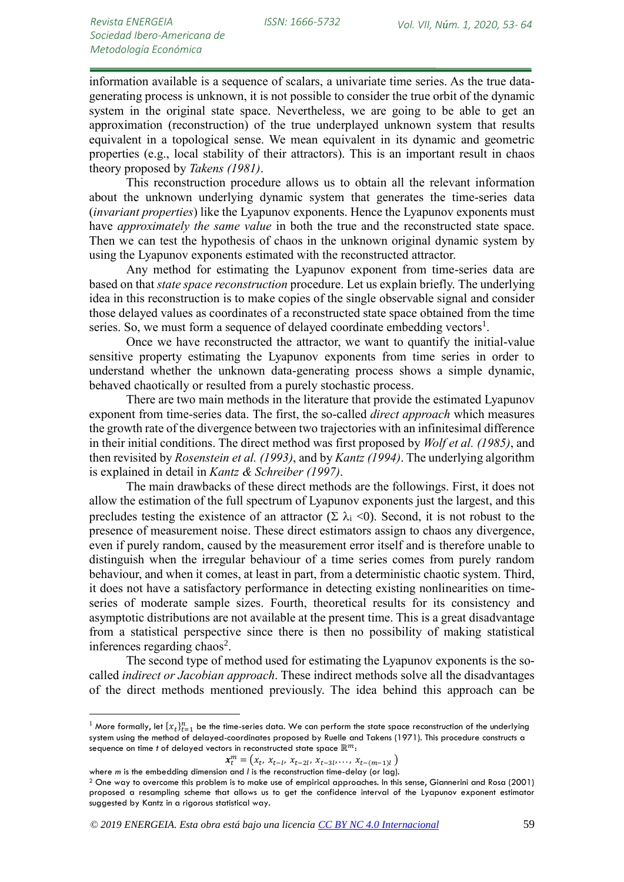information available is a sequence of scalars, a univariate time series. As the true data-generating process is unknown, it is not possible to consider the true orbit of the dynamic system in the original state space. Nevertheless, we are going to be able to get an approximation (reconstruction) of the true underplayed unknown system that results equivalent in a topological sense. We mean equivalent in its dynamic and geometric properties (e.g., local stability of their attractors). This is an important result in chaos theory proposed by *Takens (1981)*.

This reconstruction procedure allows us to obtain all the relevant information about the unknown underlying dynamic system that generates the time-series data (*invariant properties*) like the Lyapunov exponents. Hence the Lyapunov exponents must have *approximately the same value* in both the true and the reconstructed state space. Then we can test the hypothesis of chaos in the unknown original dynamic system by using the Lyapunov exponents estimated with the reconstructed attractor.

Any method for estimating the Lyapunov exponent from time-series data are based on that *state space reconstruction* procedure. Let us explain briefly. The underlying idea in this reconstruction is to make copies of the single observable signal and consider those delayed values as coordinates of a reconstructed state space obtained from the time series. So, we must form a sequence of delayed coordinate embedding vectors[1].

Once we have reconstructed the attractor, we want to quantify the initial-value sensitive property estimating the Lyapunov exponents from time series in order to understand whether the unknown data-generating process shows a simple dynamic, behaved chaotically or resulted from a purely stochastic process.

There are two main methods in the literature that provide the estimated Lyapunov exponent from time-series data. The first, the so-called *direct approach* which measures the growth rate of the divergence between two trajectories with an infinitesimal difference in their initial conditions. The direct method was first proposed by *Wolf et al. (1985)*, and then revisited by *Rosenstein et al. (1993)*, and by *Kantz (1994)*. The underlying algorithm is explained in detail in *Kantz & Schreiber (1997)*.

The main drawbacks of these direct methods are the followings. First, it does not allow the estimation of the full spectrum of Lyapunov exponents just the largest, and this precludes testing the existence of an attractor ($\Sigma\ \lambda_i < 0$). Second, it is not robust to the presence of measurement noise. These direct estimators assign to chaos any divergence, even if purely random, caused by the measurement error itself and is therefore unable to distinguish when the irregular behaviour of a time series comes from purely random behaviour, and when it comes, at least in part, from a deterministic chaotic system. Third, it does not have a satisfactory performance in detecting existing nonlinearities on time-series of moderate sample sizes. Fourth, theoretical results for its consistency and asymptotic distributions are not available at the present time. This is a great disadvantage from a statistical perspective since there is then no possibility of making statistical inferences regarding chaos[2].

The second type of method used for estimating the Lyapunov exponents is the so-called *indirect or Jacobian approach*. These indirect methods solve all the disadvantages of the direct methods mentioned previously. The idea behind this approach can be

---

[1] More formally, let $\{x_t\}_{t=1}^{n}$ be the time-series data. We can perform the state space reconstruction of the underlying system using the method of delayed-coordinates proposed by Ruelle and Takens (1971). This procedure constructs a sequence on time *t* of delayed vectors in reconstructed state space $\mathbb{R}^m$:

$$\boldsymbol{x}_t^m = \left(x_t,\ x_{t-l},\ x_{t-2l},\ x_{t-3l}, \ldots,\ x_{t-(m-1)l}\ \right)$$

where *m* is the embedding dimension and *l* is the reconstruction time-delay (or lag).

[2] One way to overcome this problem is to make use of empirical approaches. In this sense, Giannerini and Rosa (2001) proposed a resampling scheme that allows us to get the confidence interval of the Lyapunov exponent estimator suggested by Kantz in a rigorous statistical way.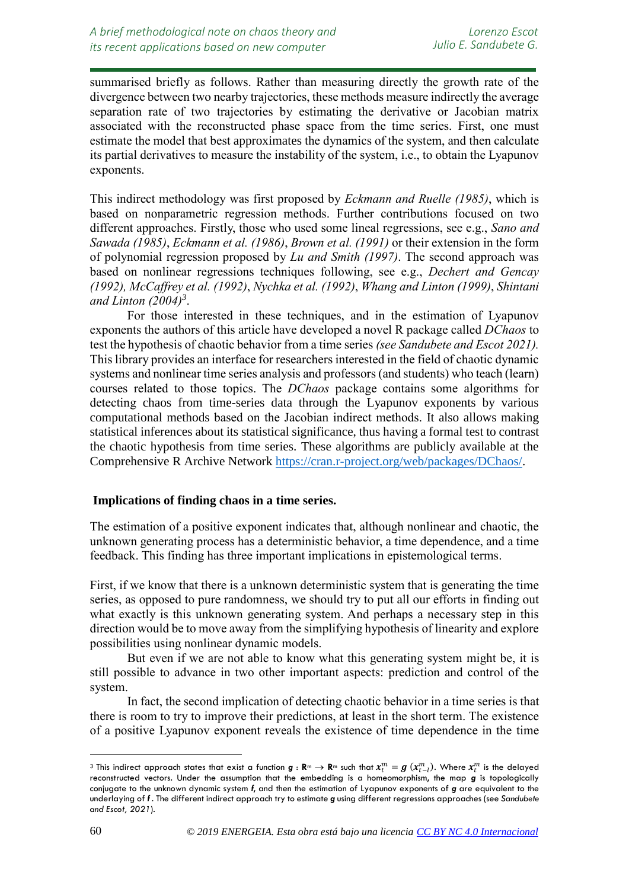summarised briefly as follows. Rather than measuring directly the growth rate of the divergence between two nearby trajectories, these methods measure indirectly the average separation rate of two trajectories by estimating the derivative or Jacobian matrix associated with the reconstructed phase space from the time series. First, one must estimate the model that best approximates the dynamics of the system, and then calculate its partial derivatives to measure the instability of the system, i.e., to obtain the Lyapunov exponents.

This indirect methodology was first proposed by *Eckmann and Ruelle (1985)*, which is based on nonparametric regression methods. Further contributions focused on two different approaches. Firstly, those who used some lineal regressions, see e.g., *Sano and Sawada (1985)*, *Eckmann et al. (1986)*, *Brown et al. (1991)* or their extension in the form of polynomial regression proposed by *Lu and Smith (1997)*. The second approach was based on nonlinear regressions techniques following, see e.g., *Dechert and Gencay (1992), McCaffrey et al. (1992)*, *Nychka et al. (1992)*, *Whang and Linton (1999)*, *Shintani and Linton (2004)*[3].

For those interested in these techniques, and in the estimation of Lyapunov exponents the authors of this article have developed a novel R package called *DChaos* to test the hypothesis of chaotic behavior from a time series *(see Sandubete and Escot 2021).* This library provides an interface for researchers interested in the field of chaotic dynamic systems and nonlinear time series analysis and professors (and students) who teach (learn) courses related to those topics. The *DChaos* package contains some algorithms for detecting chaos from time-series data through the Lyapunov exponents by various computational methods based on the Jacobian indirect methods. It also allows making statistical inferences about its statistical significance, thus having a formal test to contrast the chaotic hypothesis from time series. These algorithms are publicly available at the Comprehensive R Archive Network https://cran.r-project.org/web/packages/DChaos/.

## Implications of finding chaos in a time series.

The estimation of a positive exponent indicates that, although nonlinear and chaotic, the unknown generating process has a deterministic behavior, a time dependence, and a time feedback. This finding has three important implications in epistemological terms.

First, if we know that there is a unknown deterministic system that is generating the time series, as opposed to pure randomness, we should try to put all our efforts in finding out what exactly is this unknown generating system. And perhaps a necessary step in this direction would be to move away from the simplifying hypothesis of linearity and explore possibilities using nonlinear dynamic models.

But even if we are not able to know what this generating system might be, it is still possible to advance in two other important aspects: prediction and control of the system.

In fact, the second implication of detecting chaotic behavior in a time series is that there is room to try to improve their predictions, at least in the short term. The existence of a positive Lyapunov exponent reveals the existence of time dependence in the time

---

[3] This indirect approach states that exist a function $\boldsymbol{g} : \mathbf{R}^m \rightarrow \mathbf{R}^m$ such that $\boldsymbol{x}_t^m = \boldsymbol{g}\,(\boldsymbol{x}_{t-l}^m)$. Where $\boldsymbol{x}_t^m$ is the delayed reconstructed vectors. Under the assumption that the embedding is a homeomorphism, the map $\boldsymbol{g}$ is topologically conjugate to the unknown dynamic system $\boldsymbol{f}$, and then the estimation of Lyapunov exponents of $\boldsymbol{g}$ are equivalent to the underlaying of $\boldsymbol{f}$. The different indirect approach try to estimate $\boldsymbol{g}$ using different regressions approaches (see *Sandubete and Escot, 2021*).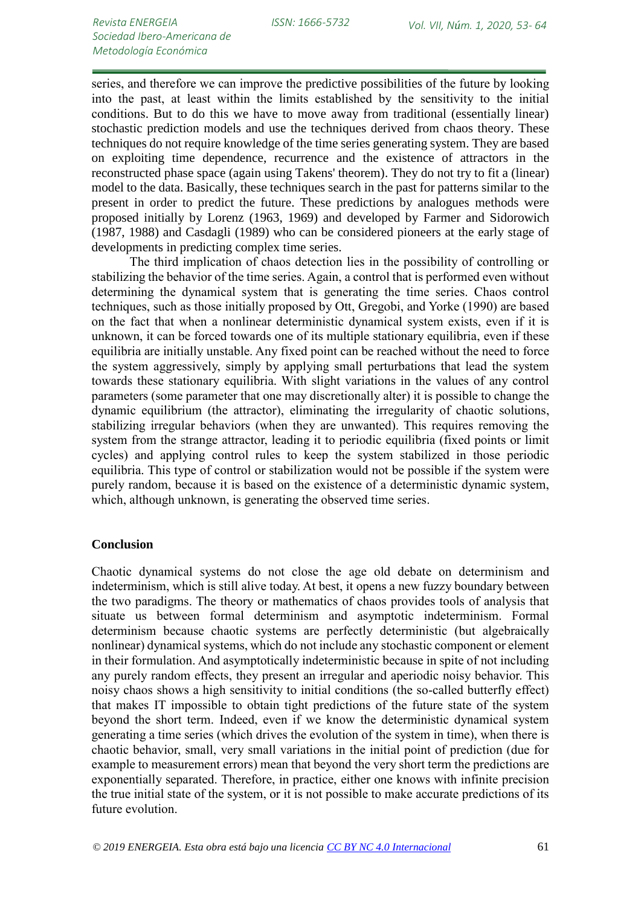series, and therefore we can improve the predictive possibilities of the future by looking into the past, at least within the limits established by the sensitivity to the initial conditions. But to do this we have to move away from traditional (essentially linear) stochastic prediction models and use the techniques derived from chaos theory. These techniques do not require knowledge of the time series generating system. They are based on exploiting time dependence, recurrence and the existence of attractors in the reconstructed phase space (again using Takens' theorem). They do not try to fit a (linear) model to the data. Basically, these techniques search in the past for patterns similar to the present in order to predict the future. These predictions by analogues methods were proposed initially by Lorenz (1963, 1969) and developed by Farmer and Sidorowich (1987, 1988) and Casdagli (1989) who can be considered pioneers at the early stage of developments in predicting complex time series.

The third implication of chaos detection lies in the possibility of controlling or stabilizing the behavior of the time series. Again, a control that is performed even without determining the dynamical system that is generating the time series. Chaos control techniques, such as those initially proposed by Ott, Gregobi, and Yorke (1990) are based on the fact that when a nonlinear deterministic dynamical system exists, even if it is unknown, it can be forced towards one of its multiple stationary equilibria, even if these equilibria are initially unstable. Any fixed point can be reached without the need to force the system aggressively, simply by applying small perturbations that lead the system towards these stationary equilibria. With slight variations in the values of any control parameters (some parameter that one may discretionally alter) it is possible to change the dynamic equilibrium (the attractor), eliminating the irregularity of chaotic solutions, stabilizing irregular behaviors (when they are unwanted). This requires removing the system from the strange attractor, leading it to periodic equilibria (fixed points or limit cycles) and applying control rules to keep the system stabilized in those periodic equilibria. This type of control or stabilization would not be possible if the system were purely random, because it is based on the existence of a deterministic dynamic system, which, although unknown, is generating the observed time series.

## Conclusion

Chaotic dynamical systems do not close the age old debate on determinism and indeterminism, which is still alive today. At best, it opens a new fuzzy boundary between the two paradigms. The theory or mathematics of chaos provides tools of analysis that situate us between formal determinism and asymptotic indeterminism. Formal determinism because chaotic systems are perfectly deterministic (but algebraically nonlinear) dynamical systems, which do not include any stochastic component or element in their formulation. And asymptotically indeterministic because in spite of not including any purely random effects, they present an irregular and aperiodic noisy behavior. This noisy chaos shows a high sensitivity to initial conditions (the so-called butterfly effect) that makes IT impossible to obtain tight predictions of the future state of the system beyond the short term. Indeed, even if we know the deterministic dynamical system generating a time series (which drives the evolution of the system in time), when there is chaotic behavior, small, very small variations in the initial point of prediction (due for example to measurement errors) mean that beyond the very short term the predictions are exponentially separated. Therefore, in practice, either one knows with infinite precision the true initial state of the system, or it is not possible to make accurate predictions of its future evolution.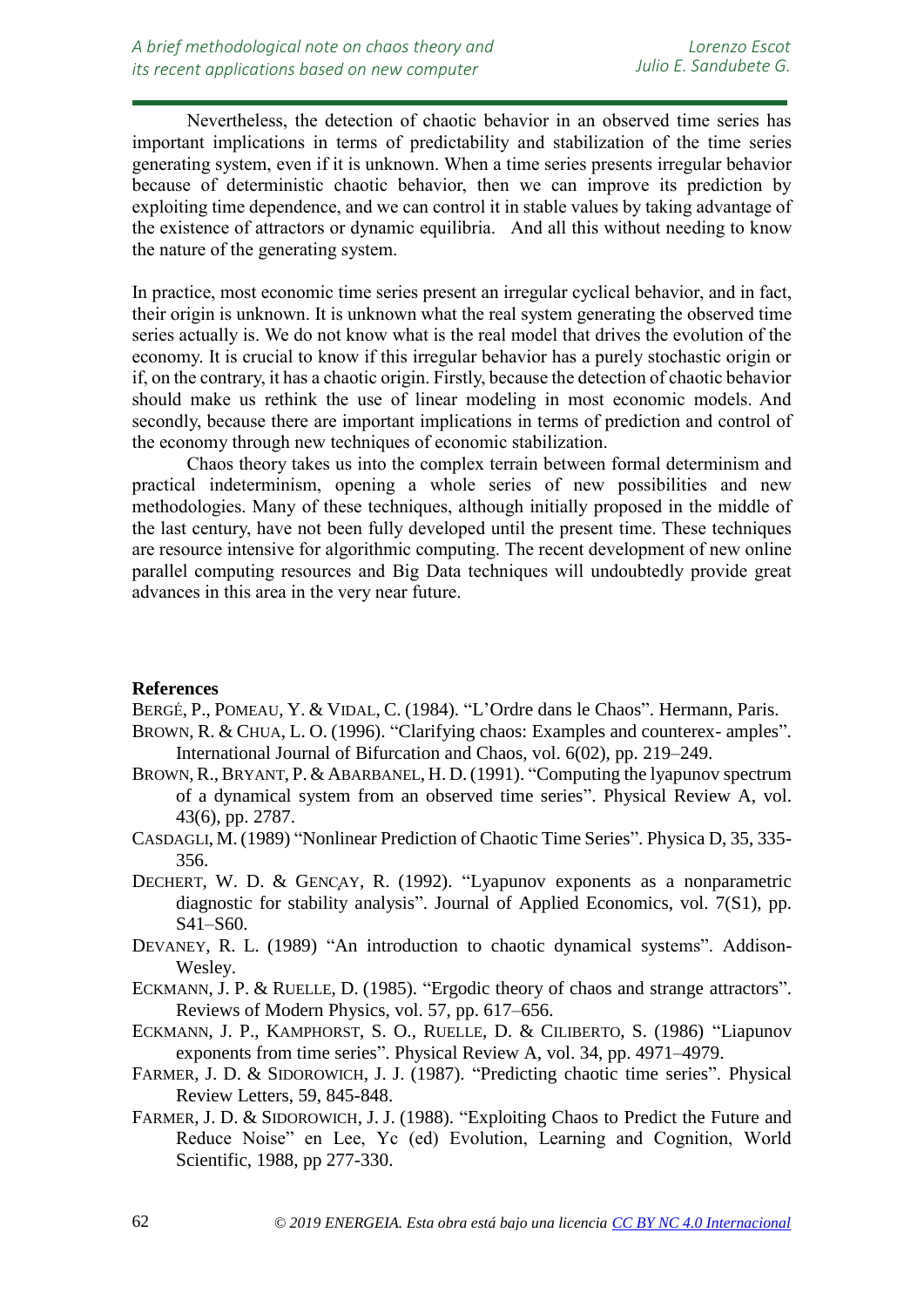Nevertheless, the detection of chaotic behavior in an observed time series has important implications in terms of predictability and stabilization of the time series generating system, even if it is unknown. When a time series presents irregular behavior because of deterministic chaotic behavior, then we can improve its prediction by exploiting time dependence, and we can control it in stable values by taking advantage of the existence of attractors or dynamic equilibria. And all this without needing to know the nature of the generating system.

In practice, most economic time series present an irregular cyclical behavior, and in fact, their origin is unknown. It is unknown what the real system generating the observed time series actually is. We do not know what is the real model that drives the evolution of the economy. It is crucial to know if this irregular behavior has a purely stochastic origin or if, on the contrary, it has a chaotic origin. Firstly, because the detection of chaotic behavior should make us rethink the use of linear modeling in most economic models. And secondly, because there are important implications in terms of prediction and control of the economy through new techniques of economic stabilization.

Chaos theory takes us into the complex terrain between formal determinism and practical indeterminism, opening a whole series of new possibilities and new methodologies. Many of these techniques, although initially proposed in the middle of the last century, have not been fully developed until the present time. These techniques are resource intensive for algorithmic computing. The recent development of new online parallel computing resources and Big Data techniques will undoubtedly provide great advances in this area in the very near future.

## References

BERGÉ, P., POMEAU, Y. & VIDAL, C. (1984). "L'Ordre dans le Chaos". Hermann, Paris.

BROWN, R. & CHUA, L. O. (1996). "Clarifying chaos: Examples and counterex- amples". International Journal of Bifurcation and Chaos, vol. 6(02), pp. 219–249.

BROWN, R., BRYANT, P. & ABARBANEL, H. D. (1991). "Computing the lyapunov spectrum of a dynamical system from an observed time series". Physical Review A, vol. 43(6), pp. 2787.

CASDAGLI, M. (1989) "Nonlinear Prediction of Chaotic Time Series". Physica D, 35, 335-356.

DECHERT, W. D. & GENÇAY, R. (1992). "Lyapunov exponents as a nonparametric diagnostic for stability analysis". Journal of Applied Economics, vol. 7(S1), pp. S41–S60.

DEVANEY, R. L. (1989) "An introduction to chaotic dynamical systems". Addison-Wesley.

ECKMANN, J. P. & RUELLE, D. (1985). "Ergodic theory of chaos and strange attractors". Reviews of Modern Physics, vol. 57, pp. 617–656.

ECKMANN, J. P., KAMPHORST, S. O., RUELLE, D. & CILIBERTO, S. (1986) "Liapunov exponents from time series". Physical Review A, vol. 34, pp. 4971–4979.

FARMER, J. D. & SIDOROWICH, J. J. (1987). "Predicting chaotic time series". Physical Review Letters, 59, 845-848.

FARMER, J. D. & SIDOROWICH, J. J. (1988). "Exploiting Chaos to Predict the Future and Reduce Noise" en Lee, Yc (ed) Evolution, Learning and Cognition, World Scientific, 1988, pp 277-330.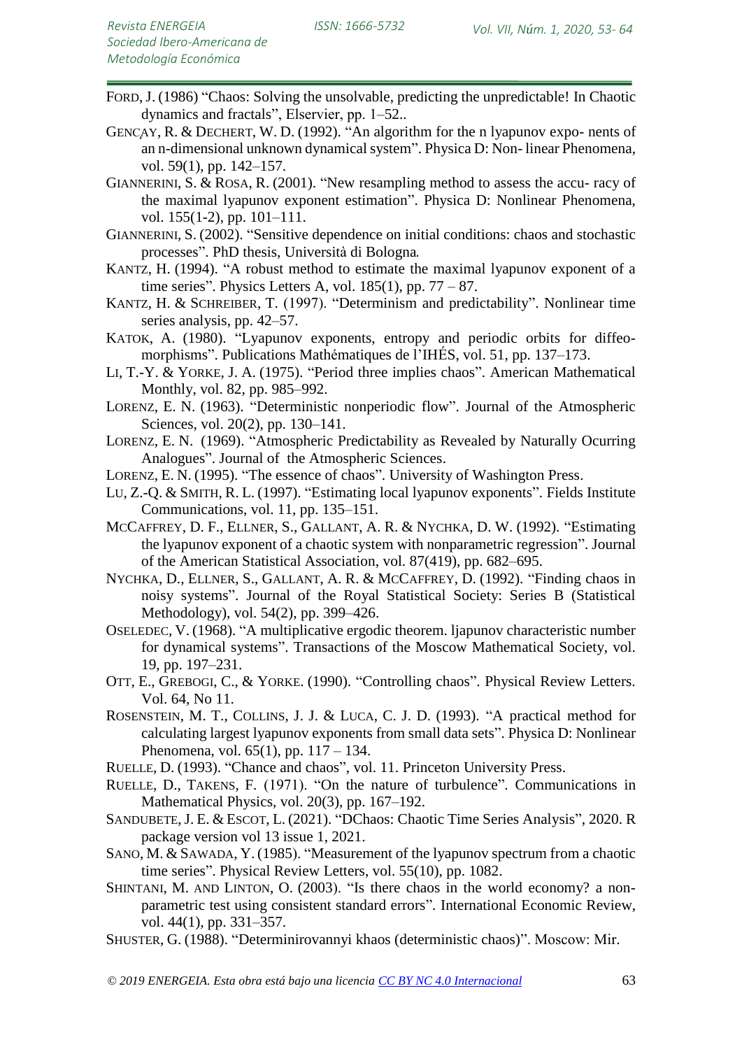FORD, J. (1986) “Chaos: Solving the unsolvable, predicting the unpredictable! In Chaotic dynamics and fractals”, Elservier, pp. 1–52..

GENÇAY, R. & DECHERT, W. D. (1992). “An algorithm for the n lyapunov expo- nents of an n-dimensional unknown dynamical system”. Physica D: Non- linear Phenomena, vol. 59(1), pp. 142–157.

GIANNERINI, S. & ROSA, R. (2001). “New resampling method to assess the accu- racy of the maximal lyapunov exponent estimation”. Physica D: Nonlinear Phenomena, vol. 155(1-2), pp. 101–111.

GIANNERINI, S. (2002). “Sensitive dependence on initial conditions: chaos and stochastic processes”. PhD thesis, Università di Bologna.

KANTZ, H. (1994). “A robust method to estimate the maximal lyapunov exponent of a time series”. Physics Letters A, vol. 185(1), pp. 77 – 87.

KANTZ, H. & SCHREIBER, T. (1997). “Determinism and predictability”. Nonlinear time series analysis, pp. 42–57.

KATOK, A. (1980). “Lyapunov exponents, entropy and periodic orbits for diffeo- morphisms”. Publications Mathématiques de l’IHÉS, vol. 51, pp. 137–173.

LI, T.-Y. & YORKE, J. A. (1975). “Period three implies chaos”. American Mathematical Monthly, vol. 82, pp. 985–992.

LORENZ, E. N. (1963). “Deterministic nonperiodic flow”. Journal of the Atmospheric Sciences, vol. 20(2), pp. 130–141.

LORENZ, E. N. (1969). “Atmospheric Predictability as Revealed by Naturally Ocurring Analogues”. Journal of the Atmospheric Sciences.

LORENZ, E. N. (1995). “The essence of chaos”. University of Washington Press.

LU, Z.-Q. & SMITH, R. L. (1997). “Estimating local lyapunov exponents”. Fields Institute Communications, vol. 11, pp. 135–151.

MCCAFFREY, D. F., ELLNER, S., GALLANT, A. R. & NYCHKA, D. W. (1992). “Estimating the lyapunov exponent of a chaotic system with nonparametric regression”. Journal of the American Statistical Association, vol. 87(419), pp. 682–695.

NYCHKA, D., ELLNER, S., GALLANT, A. R. & MCCAFFREY, D. (1992). “Finding chaos in noisy systems”. Journal of the Royal Statistical Society: Series B (Statistical Methodology), vol. 54(2), pp. 399–426.

OSELEDEC, V. (1968). “A multiplicative ergodic theorem. ljapunov characteristic number for dynamical systems”. Transactions of the Moscow Mathematical Society, vol. 19, pp. 197–231.

OTT, E., GREBOGI, C., & YORKE. (1990). “Controlling chaos”. Physical Review Letters. Vol. 64, No 11.

ROSENSTEIN, M. T., COLLINS, J. J. & LUCA, C. J. D. (1993). “A practical method for calculating largest lyapunov exponents from small data sets”. Physica D: Nonlinear Phenomena, vol. 65(1), pp. 117 – 134.

RUELLE, D. (1993). “Chance and chaos”, vol. 11. Princeton University Press.

RUELLE, D., TAKENS, F. (1971). “On the nature of turbulence”. Communications in Mathematical Physics, vol. 20(3), pp. 167–192.

SANDUBETE, J. E. & ESCOT, L. (2021). “DChaos: Chaotic Time Series Analysis”, 2020. R package version vol 13 issue 1, 2021.

SANO, M. & SAWADA, Y. (1985). “Measurement of the lyapunov spectrum from a chaotic time series”. Physical Review Letters, vol. 55(10), pp. 1082.

SHINTANI, M. AND LINTON, O. (2003). “Is there chaos in the world economy? a non- parametric test using consistent standard errors”. International Economic Review, vol. 44(1), pp. 331–357.

SHUSTER, G. (1988). “Determinirovannyi khaos (deterministic chaos)”. Moscow: Mir.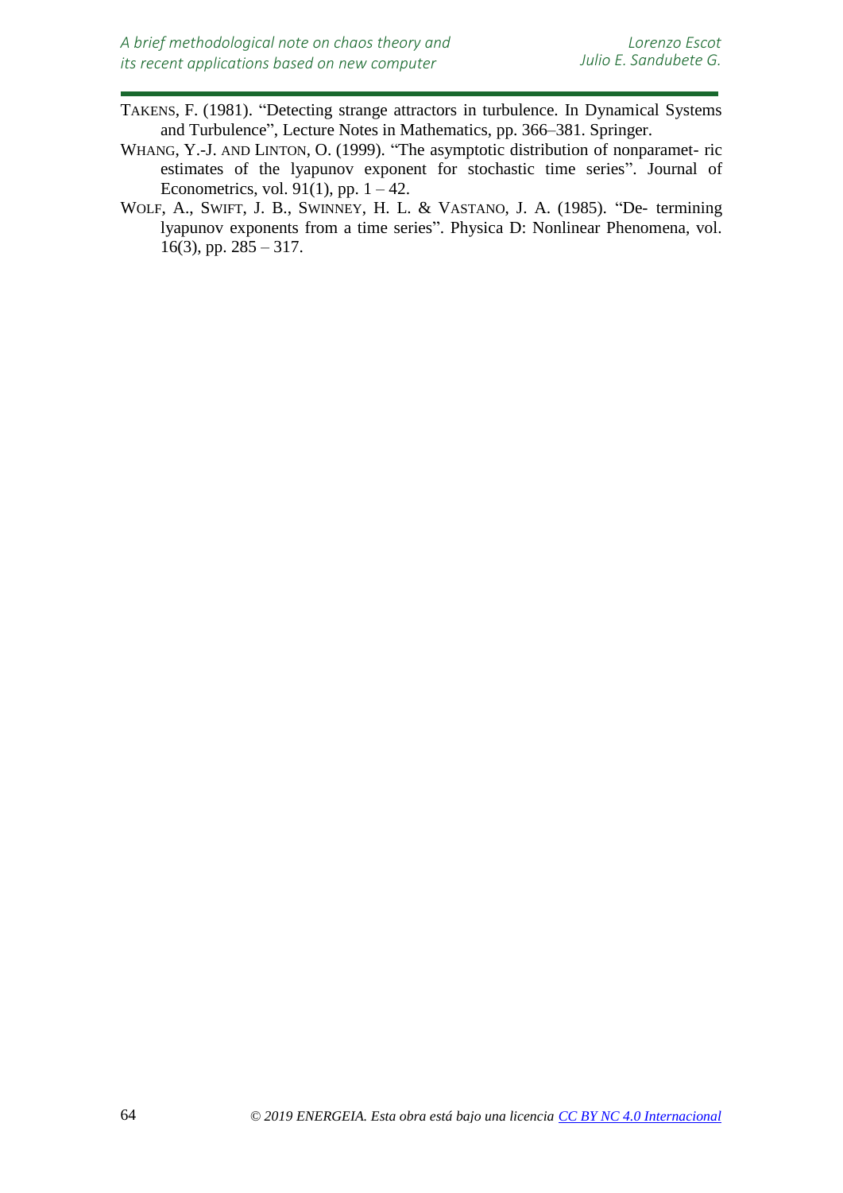TAKENS, F. (1981). “Detecting strange attractors in turbulence. In Dynamical Systems and Turbulence”, Lecture Notes in Mathematics, pp. 366–381. Springer.

WHANG, Y.-J. AND LINTON, O. (1999). “The asymptotic distribution of nonparamet- ric estimates of the lyapunov exponent for stochastic time series”. Journal of Econometrics, vol. 91(1), pp. 1 – 42.

WOLF, A., SWIFT, J. B., SWINNEY, H. L. & VASTANO, J. A. (1985). “De- termining lyapunov exponents from a time series”. Physica D: Nonlinear Phenomena, vol. 16(3), pp. 285 – 317.